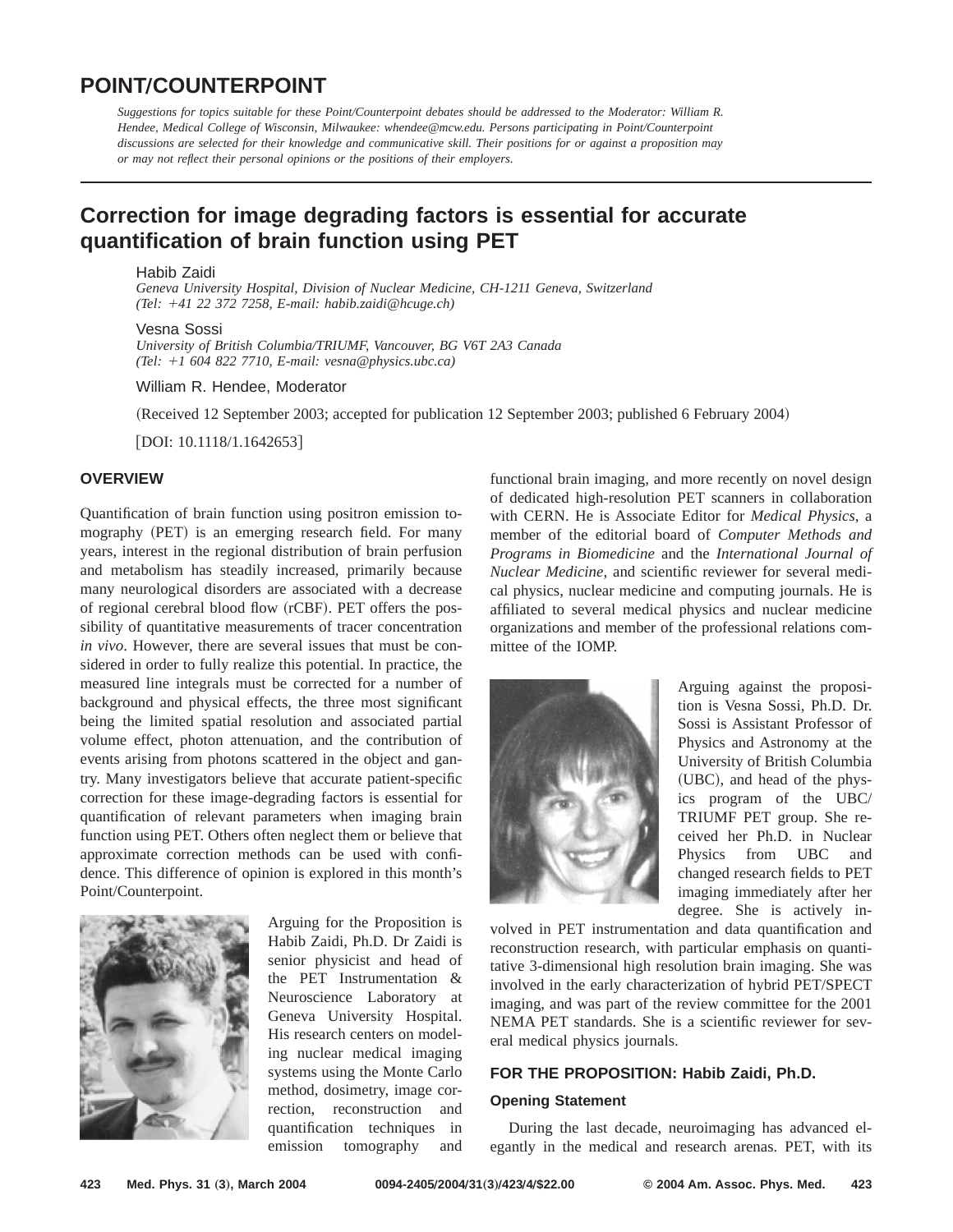# POINT/COUNTERPOINT

*Suggestions for topics suitable for these Point/Counterpoint debates should be addressed to the Moderator: William R. Hendee, Medical College of Wisconsin, Milwaukee: whendee@mcw.edu. Persons participating in Point/Counterpoint discussions are selected for their knowledge and communicative skill. Their positions for or against a proposition may or may not reflect their personal opinions or the positions of their employers.*

## Correction for image degrading factors is essential for accurate quantification of brain function using PET

Habib Zaidi
*Geneva University Hospital, Division of Nuclear Medicine, CH-1211 Geneva, Switzerland (Tel: +41 22 372 7258, E-mail: habib.zaidi@hcuge.ch)*

Vesna Sossi
*University of British Columbia/TRIUMF, Vancouver, BG V6T 2A3 Canada (Tel: +1 604 822 7710, E-mail: vesna@physics.ubc.ca)*

William R. Hendee, Moderator

(Received 12 September 2003; accepted for publication 12 September 2003; published 6 February 2004)

[DOI: 10.1118/1.1642653]

### OVERVIEW

Quantification of brain function using positron emission tomography (PET) is an emerging research field. For many years, interest in the regional distribution of brain perfusion and metabolism has steadily increased, primarily because many neurological disorders are associated with a decrease of regional cerebral blood flow (rCBF). PET offers the possibility of quantitative measurements of tracer concentration *in vivo*. However, there are several issues that must be considered in order to fully realize this potential. In practice, the measured line integrals must be corrected for a number of background and physical effects, the three most significant being the limited spatial resolution and associated partial volume effect, photon attenuation, and the contribution of events arising from photons scattered in the object and gantry. Many investigators believe that accurate patient-specific correction for these image-degrading factors is essential for quantification of relevant parameters when imaging brain function using PET. Others often neglect them or believe that approximate correction methods can be used with confidence. This difference of opinion is explored in this month's Point/Counterpoint.

Arguing for the Proposition is Habib Zaidi, Ph.D. Dr Zaidi is senior physicist and head of the PET Instrumentation & Neuroscience Laboratory at Geneva University Hospital. His research centers on modeling nuclear medical imaging systems using the Monte Carlo method, dosimetry, image correction, reconstruction and quantification techniques in emission tomography and functional brain imaging, and more recently on novel design of dedicated high-resolution PET scanners in collaboration with CERN. He is Associate Editor for *Medical Physics*, a member of the editorial board of *Computer Methods and Programs in Biomedicine* and the *International Journal of Nuclear Medicine*, and scientific reviewer for several medical physics, nuclear medicine and computing journals. He is affiliated to several medical physics and nuclear medicine organizations and member of the professional relations committee of the IOMP.

Arguing against the proposition is Vesna Sossi, Ph.D. Dr. Sossi is Assistant Professor of Physics and Astronomy at the University of British Columbia (UBC), and head of the physics program of the UBC/TRIUMF PET group. She received her Ph.D. in Nuclear Physics from UBC and changed research fields to PET imaging immediately after her degree. She is actively involved in PET instrumentation and data quantification and reconstruction research, with particular emphasis on quantitative 3-dimensional high resolution brain imaging. She was involved in the early characterization of hybrid PET/SPECT imaging, and was part of the review committee for the 2001 NEMA PET standards. She is a scientific reviewer for several medical physics journals.

### FOR THE PROPOSITION: Habib Zaidi, Ph.D.

#### Opening Statement

During the last decade, neuroimaging has advanced elegantly in the medical and research arenas. PET, with its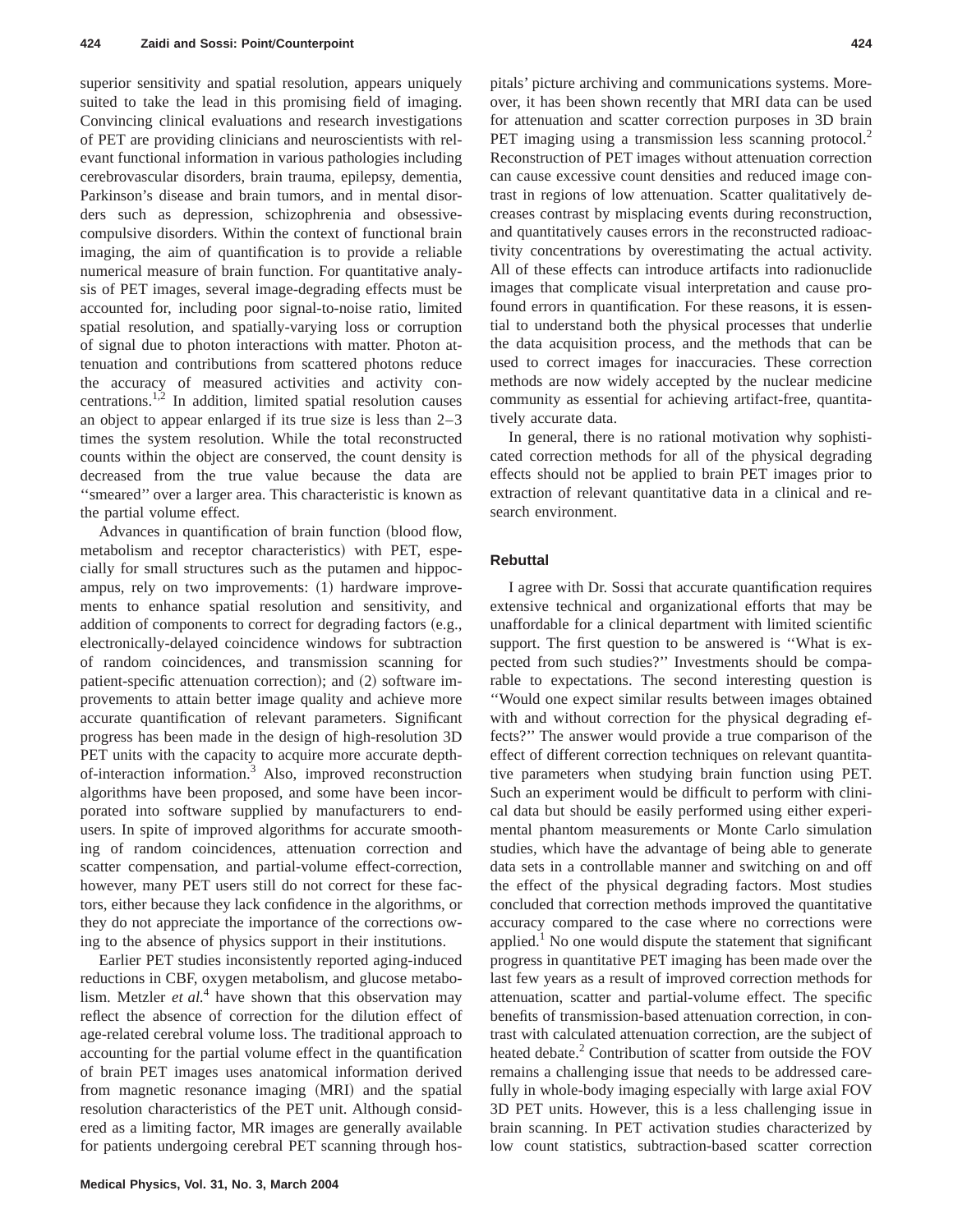superior sensitivity and spatial resolution, appears uniquely suited to take the lead in this promising field of imaging. Convincing clinical evaluations and research investigations of PET are providing clinicians and neuroscientists with relevant functional information in various pathologies including cerebrovascular disorders, brain trauma, epilepsy, dementia, Parkinson's disease and brain tumors, and in mental disorders such as depression, schizophrenia and obsessive-compulsive disorders. Within the context of functional brain imaging, the aim of quantification is to provide a reliable numerical measure of brain function. For quantitative analysis of PET images, several image-degrading effects must be accounted for, including poor signal-to-noise ratio, limited spatial resolution, and spatially-varying loss or corruption of signal due to photon interactions with matter. Photon attenuation and contributions from scattered photons reduce the accuracy of measured activities and activity concentrations.[1,2] In addition, limited spatial resolution causes an object to appear enlarged if its true size is less than 2–3 times the system resolution. While the total reconstructed counts within the object are conserved, the count density is decreased from the true value because the data are ''smeared'' over a larger area. This characteristic is known as the partial volume effect.

Advances in quantification of brain function (blood flow, metabolism and receptor characteristics) with PET, especially for small structures such as the putamen and hippocampus, rely on two improvements: (1) hardware improvements to enhance spatial resolution and sensitivity, and addition of components to correct for degrading factors (e.g., electronically-delayed coincidence windows for subtraction of random coincidences, and transmission scanning for patient-specific attenuation correction); and (2) software improvements to attain better image quality and achieve more accurate quantification of relevant parameters. Significant progress has been made in the design of high-resolution 3D PET units with the capacity to acquire more accurate depth-of-interaction information.[3] Also, improved reconstruction algorithms have been proposed, and some have been incorporated into software supplied by manufacturers to end-users. In spite of improved algorithms for accurate smoothing of random coincidences, attenuation correction and scatter compensation, and partial-volume effect-correction, however, many PET users still do not correct for these factors, either because they lack confidence in the algorithms, or they do not appreciate the importance of the corrections owing to the absence of physics support in their institutions.

Earlier PET studies inconsistently reported aging-induced reductions in CBF, oxygen metabolism, and glucose metabolism. Metzler *et al.*[4] have shown that this observation may reflect the absence of correction for the dilution effect of age-related cerebral volume loss. The traditional approach to accounting for the partial volume effect in the quantification of brain PET images uses anatomical information derived from magnetic resonance imaging (MRI) and the spatial resolution characteristics of the PET unit. Although considered as a limiting factor, MR images are generally available for patients undergoing cerebral PET scanning through hospitals' picture archiving and communications systems. Moreover, it has been shown recently that MRI data can be used for attenuation and scatter correction purposes in 3D brain PET imaging using a transmission less scanning protocol.[2] Reconstruction of PET images without attenuation correction can cause excessive count densities and reduced image contrast in regions of low attenuation. Scatter qualitatively decreases contrast by misplacing events during reconstruction, and quantitatively causes errors in the reconstructed radioactivity concentrations by overestimating the actual activity. All of these effects can introduce artifacts into radionuclide images that complicate visual interpretation and cause profound errors in quantification. For these reasons, it is essential to understand both the physical processes that underlie the data acquisition process, and the methods that can be used to correct images for inaccuracies. These correction methods are now widely accepted by the nuclear medicine community as essential for achieving artifact-free, quantitatively accurate data.

In general, there is no rational motivation why sophisticated correction methods for all of the physical degrading effects should not be applied to brain PET images prior to extraction of relevant quantitative data in a clinical and research environment.

## Rebuttal

I agree with Dr. Sossi that accurate quantification requires extensive technical and organizational efforts that may be unaffordable for a clinical department with limited scientific support. The first question to be answered is ''What is expected from such studies?'' Investments should be comparable to expectations. The second interesting question is ''Would one expect similar results between images obtained with and without correction for the physical degrading effects?'' The answer would provide a true comparison of the effect of different correction techniques on relevant quantitative parameters when studying brain function using PET. Such an experiment would be difficult to perform with clinical data but should be easily performed using either experimental phantom measurements or Monte Carlo simulation studies, which have the advantage of being able to generate data sets in a controllable manner and switching on and off the effect of the physical degrading factors. Most studies concluded that correction methods improved the quantitative accuracy compared to the case where no corrections were applied.[1] No one would dispute the statement that significant progress in quantitative PET imaging has been made over the last few years as a result of improved correction methods for attenuation, scatter and partial-volume effect. The specific benefits of transmission-based attenuation correction, in contrast with calculated attenuation correction, are the subject of heated debate.[2] Contribution of scatter from outside the FOV remains a challenging issue that needs to be addressed carefully in whole-body imaging especially with large axial FOV 3D PET units. However, this is a less challenging issue in brain scanning. In PET activation studies characterized by low count statistics, subtraction-based scatter correction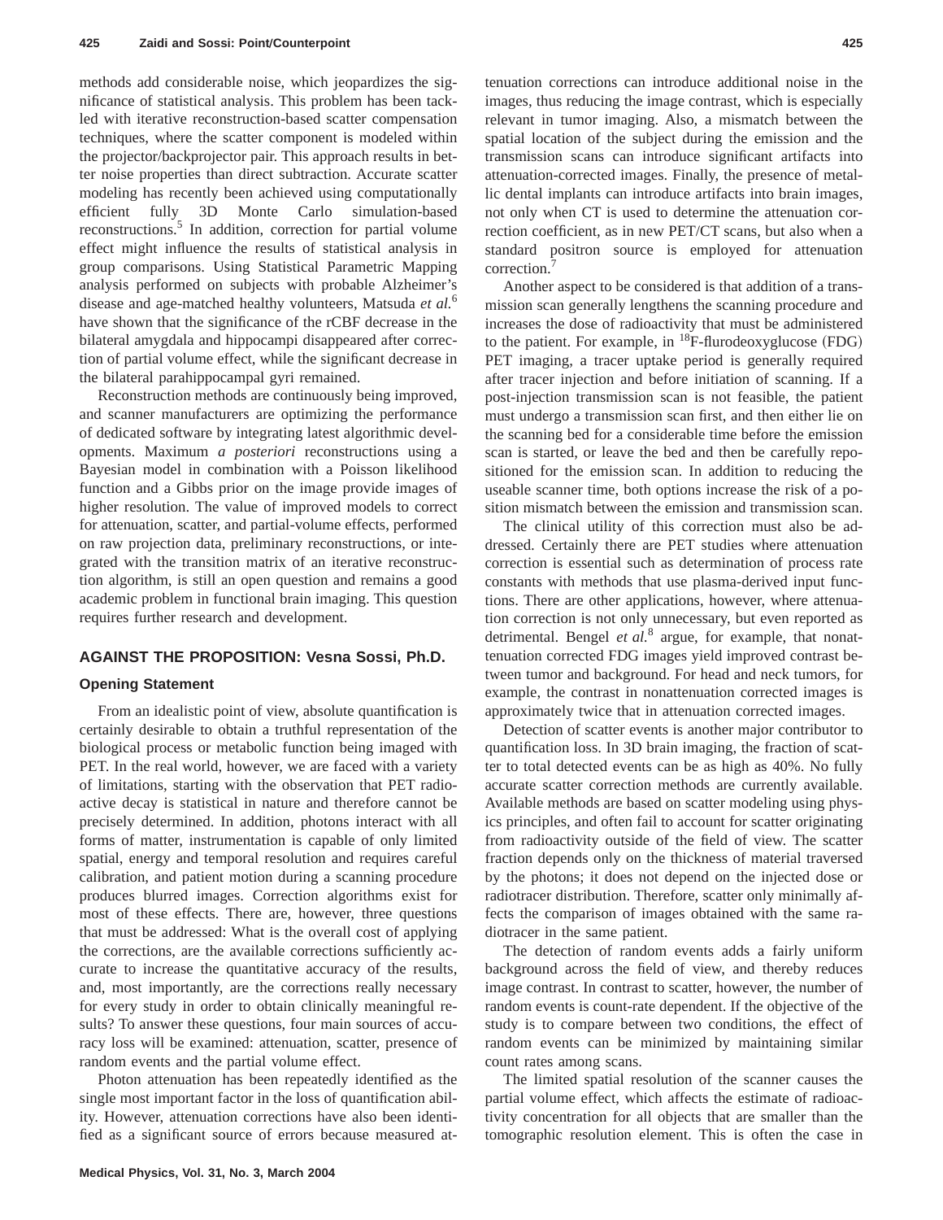methods add considerable noise, which jeopardizes the significance of statistical analysis. This problem has been tackled with iterative reconstruction-based scatter compensation techniques, where the scatter component is modeled within the projector/backprojector pair. This approach results in better noise properties than direct subtraction. Accurate scatter modeling has recently been achieved using computationally efficient fully 3D Monte Carlo simulation-based reconstructions.[5] In addition, correction for partial volume effect might influence the results of statistical analysis in group comparisons. Using Statistical Parametric Mapping analysis performed on subjects with probable Alzheimer's disease and age-matched healthy volunteers, Matsuda *et al.*[6] have shown that the significance of the rCBF decrease in the bilateral amygdala and hippocampi disappeared after correction of partial volume effect, while the significant decrease in the bilateral parahippocampal gyri remained.

Reconstruction methods are continuously being improved, and scanner manufacturers are optimizing the performance of dedicated software by integrating latest algorithmic developments. Maximum *a posteriori* reconstructions using a Bayesian model in combination with a Poisson likelihood function and a Gibbs prior on the image provide images of higher resolution. The value of improved models to correct for attenuation, scatter, and partial-volume effects, performed on raw projection data, preliminary reconstructions, or integrated with the transition matrix of an iterative reconstruction algorithm, is still an open question and remains a good academic problem in functional brain imaging. This question requires further research and development.

## AGAINST THE PROPOSITION: Vesna Sossi, Ph.D.

### Opening Statement

From an idealistic point of view, absolute quantification is certainly desirable to obtain a truthful representation of the biological process or metabolic function being imaged with PET. In the real world, however, we are faced with a variety of limitations, starting with the observation that PET radioactive decay is statistical in nature and therefore cannot be precisely determined. In addition, photons interact with all forms of matter, instrumentation is capable of only limited spatial, energy and temporal resolution and requires careful calibration, and patient motion during a scanning procedure produces blurred images. Correction algorithms exist for most of these effects. There are, however, three questions that must be addressed: What is the overall cost of applying the corrections, are the available corrections sufficiently accurate to increase the quantitative accuracy of the results, and, most importantly, are the corrections really necessary for every study in order to obtain clinically meaningful results? To answer these questions, four main sources of accuracy loss will be examined: attenuation, scatter, presence of random events and the partial volume effect.

Photon attenuation has been repeatedly identified as the single most important factor in the loss of quantification ability. However, attenuation corrections have also been identified as a significant source of errors because measured attenuation corrections can introduce additional noise in the images, thus reducing the image contrast, which is especially relevant in tumor imaging. Also, a mismatch between the spatial location of the subject during the emission and the transmission scans can introduce significant artifacts into attenuation-corrected images. Finally, the presence of metallic dental implants can introduce artifacts into brain images, not only when CT is used to determine the attenuation correction coefficient, as in new PET/CT scans, but also when a standard positron source is employed for attenuation correction.[7]

Another aspect to be considered is that addition of a transmission scan generally lengthens the scanning procedure and increases the dose of radioactivity that must be administered to the patient. For example, in $^{18}$F-flurodeoxyglucose (FDG) PET imaging, a tracer uptake period is generally required after tracer injection and before initiation of scanning. If a post-injection transmission scan is not feasible, the patient must undergo a transmission scan first, and then either lie on the scanning bed for a considerable time before the emission scan is started, or leave the bed and then be carefully repositioned for the emission scan. In addition to reducing the useable scanner time, both options increase the risk of a position mismatch between the emission and transmission scan.

The clinical utility of this correction must also be addressed. Certainly there are PET studies where attenuation correction is essential such as determination of process rate constants with methods that use plasma-derived input functions. There are other applications, however, where attenuation correction is not only unnecessary, but even reported as detrimental. Bengel *et al.*[8] argue, for example, that nonattenuation corrected FDG images yield improved contrast between tumor and background. For head and neck tumors, for example, the contrast in nonattenuation corrected images is approximately twice that in attenuation corrected images.

Detection of scatter events is another major contributor to quantification loss. In 3D brain imaging, the fraction of scatter to total detected events can be as high as 40%. No fully accurate scatter correction methods are currently available. Available methods are based on scatter modeling using physics principles, and often fail to account for scatter originating from radioactivity outside of the field of view. The scatter fraction depends only on the thickness of material traversed by the photons; it does not depend on the injected dose or radiotracer distribution. Therefore, scatter only minimally affects the comparison of images obtained with the same radiotracer in the same patient.

The detection of random events adds a fairly uniform background across the field of view, and thereby reduces image contrast. In contrast to scatter, however, the number of random events is count-rate dependent. If the objective of the study is to compare between two conditions, the effect of random events can be minimized by maintaining similar count rates among scans.

The limited spatial resolution of the scanner causes the partial volume effect, which affects the estimate of radioactivity concentration for all objects that are smaller than the tomographic resolution element. This is often the case in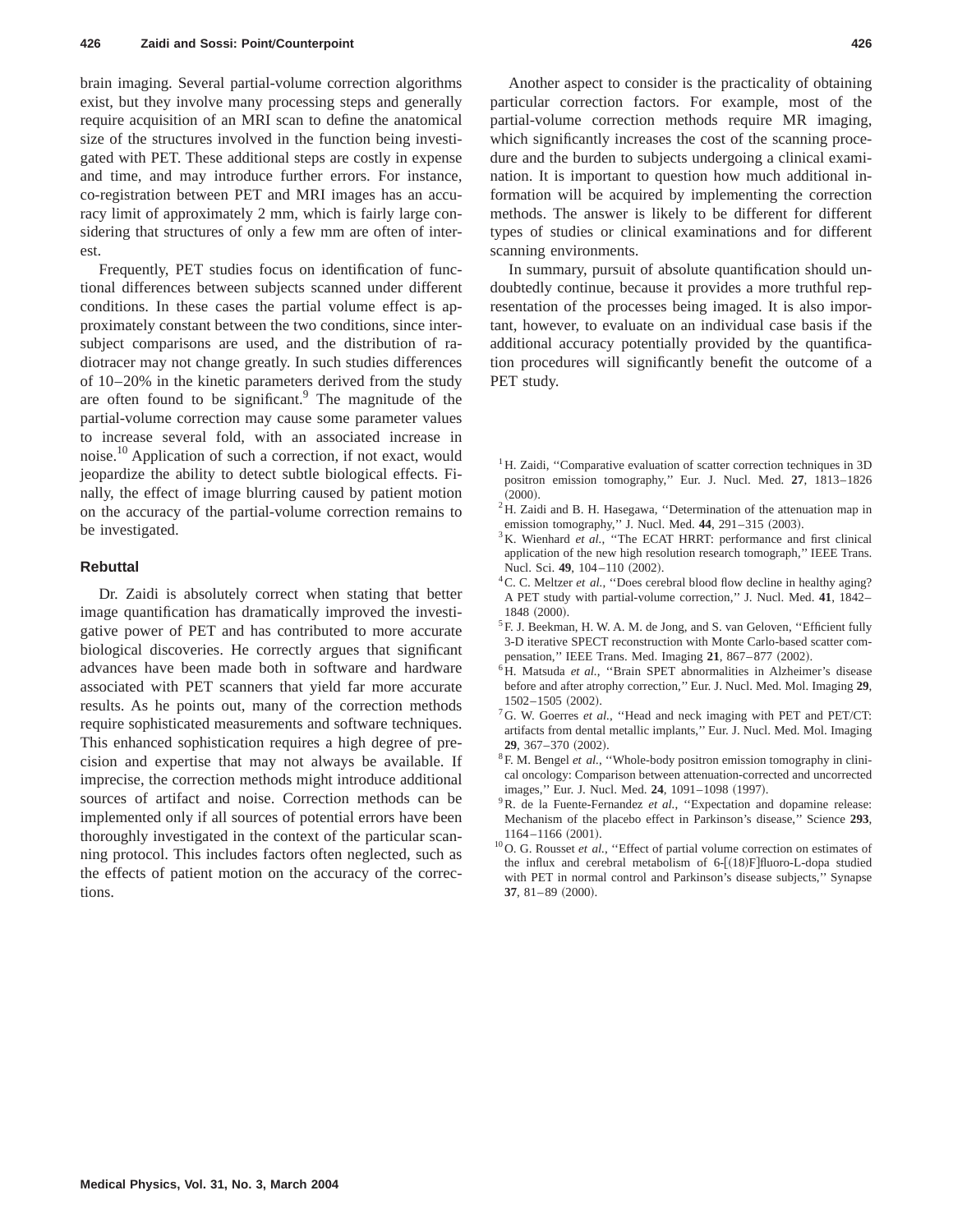brain imaging. Several partial-volume correction algorithms exist, but they involve many processing steps and generally require acquisition of an MRI scan to define the anatomical size of the structures involved in the function being investigated with PET. These additional steps are costly in expense and time, and may introduce further errors. For instance, co-registration between PET and MRI images has an accuracy limit of approximately 2 mm, which is fairly large considering that structures of only a few mm are often of interest.

Frequently, PET studies focus on identification of functional differences between subjects scanned under different conditions. In these cases the partial volume effect is approximately constant between the two conditions, since intersubject comparisons are used, and the distribution of radiotracer may not change greatly. In such studies differences of 10–20% in the kinetic parameters derived from the study are often found to be significant.[9] The magnitude of the partial-volume correction may cause some parameter values to increase several fold, with an associated increase in noise.[10] Application of such a correction, if not exact, would jeopardize the ability to detect subtle biological effects. Finally, the effect of image blurring caused by patient motion on the accuracy of the partial-volume correction remains to be investigated.

Another aspect to consider is the practicality of obtaining particular correction factors. For example, most of the partial-volume correction methods require MR imaging, which significantly increases the cost of the scanning procedure and the burden to subjects undergoing a clinical examination. It is important to question how much additional information will be acquired by implementing the correction methods. The answer is likely to be different for different types of studies or clinical examinations and for different scanning environments.

In summary, pursuit of absolute quantification should undoubtedly continue, because it provides a more truthful representation of the processes being imaged. It is also important, however, to evaluate on an individual case basis if the additional accuracy potentially provided by the quantification procedures will significantly benefit the outcome of a PET study.

### Rebuttal

Dr. Zaidi is absolutely correct when stating that better image quantification has dramatically improved the investigative power of PET and has contributed to more accurate biological discoveries. He correctly argues that significant advances have been made both in software and hardware associated with PET scanners that yield far more accurate results. As he points out, many of the correction methods require sophisticated measurements and software techniques. This enhanced sophistication requires a high degree of precision and expertise that may not always be available. If imprecise, the correction methods might introduce additional sources of artifact and noise. Correction methods can be implemented only if all sources of potential errors have been thoroughly investigated in the context of the particular scanning protocol. This includes factors often neglected, such as the effects of patient motion on the accuracy of the corrections.

[1] H. Zaidi, "Comparative evaluation of scatter correction techniques in 3D positron emission tomography," Eur. J. Nucl. Med. **27**, 1813–1826 (2000).

[2] H. Zaidi and B. H. Hasegawa, "Determination of the attenuation map in emission tomography," J. Nucl. Med. **44**, 291–315 (2003).

[3] K. Wienhard *et al.*, "The ECAT HRRT: performance and first clinical application of the new high resolution research tomograph," IEEE Trans. Nucl. Sci. **49**, 104–110 (2002).

[4] C. C. Meltzer *et al.*, "Does cerebral blood flow decline in healthy aging? A PET study with partial-volume correction," J. Nucl. Med. **41**, 1842–1848 (2000).

[5] F. J. Beekman, H. W. A. M. de Jong, and S. van Geloven, "Efficient fully 3-D iterative SPECT reconstruction with Monte Carlo-based scatter compensation," IEEE Trans. Med. Imaging **21**, 867–877 (2002).

[6] H. Matsuda *et al.*, "Brain SPET abnormalities in Alzheimer's disease before and after atrophy correction," Eur. J. Nucl. Med. Mol. Imaging **29**, 1502–1505 (2002).

[7] G. W. Goerres *et al.*, "Head and neck imaging with PET and PET/CT: artifacts from dental metallic implants," Eur. J. Nucl. Med. Mol. Imaging **29**, 367–370 (2002).

[8] F. M. Bengel *et al.*, "Whole-body positron emission tomography in clinical oncology: Comparison between attenuation-corrected and uncorrected images," Eur. J. Nucl. Med. **24**, 1091–1098 (1997).

[9] R. de la Fuente-Fernandez *et al.*, "Expectation and dopamine release: Mechanism of the placebo effect in Parkinson's disease," Science **293**, 1164–1166 (2001).

[10] O. G. Rousset *et al.*, "Effect of partial volume correction on estimates of the influx and cerebral metabolism of 6-[(18)F]fluoro-L-dopa studied with PET in normal control and Parkinson's disease subjects," Synapse **37**, 81–89 (2000).